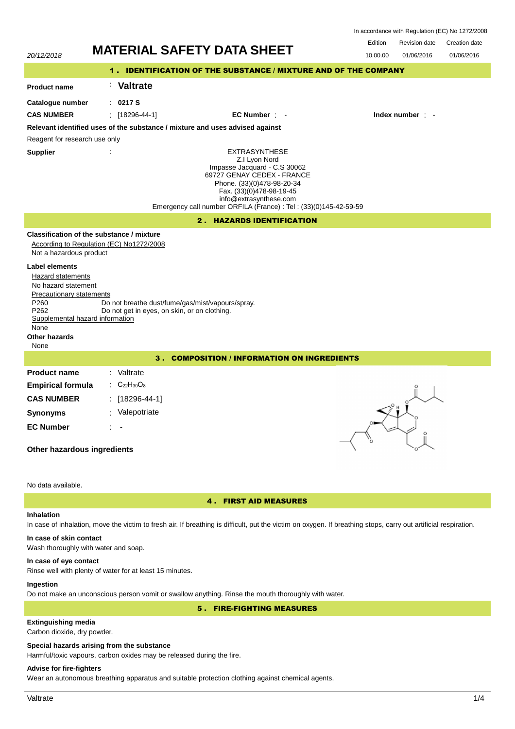In accordance with Regulation (EC) No 1272/2008

| 20/12/2018 | **MATERIAL SAFETY DATA SHEET** | Edition | Revision date | Creation date |
|---|---|---|---|---|
| | | 10.00.00 | 01/06/2016 | 01/06/2016 |

## 1 . IDENTIFICATION OF THE SUBSTANCE / MIXTURE AND OF THE COMPANY

**Product name** : **Valtrate**

**Catalogue number** : **0217 S**

**CAS NUMBER** : [18296-44-1] **EC Number** : - **Index number** : -

**Relevant identified uses of the substance / mixture and uses advised against**

Reagent for research use only

**Supplier** :

EXTRASYNTHESE
Z.I Lyon Nord
Impasse Jacquard - C.S 30062
69727 GENAY CEDEX - FRANCE
Phone. (33)(0)478-98-20-34
Fax. (33)(0)478-98-19-45
info@extrasynthese.com
Emergency call number ORFILA (France) : Tel : (33)(0)145-42-59-59

## 2 . HAZARDS IDENTIFICATION

**Classification of the substance / mixture**

According to Regulation (EC) No1272/2008

Not a hazardous product

**Label elements**

Hazard statements

No hazard statement

Precautionary statements

P260 Do not breathe dust/fume/gas/mist/vapours/spray.
P262 Do not get in eyes, on skin, or on clothing.

Supplemental hazard information

None

**Other hazards**

None

## 3 . COMPOSITION / INFORMATION ON INGREDIENTS

**Product name** : Valtrate

**Empirical formula** : $C_{22}H_{30}O_8$

**CAS NUMBER** : [18296-44-1]

**Synonyms** : Valepotriate

**EC Number** : -

**Other hazardous ingredients**

No data available.

## 4 . FIRST AID MEASURES

**Inhalation**

In case of inhalation, move the victim to fresh air. If breathing is difficult, put the victim on oxygen. If breathing stops, carry out artificial respiration.

**In case of skin contact**

Wash thoroughly with water and soap.

**In case of eye contact**

Rinse well with plenty of water for at least 15 minutes.

**Ingestion**

Do not make an unconscious person vomit or swallow anything. Rinse the mouth thoroughly with water.

## 5 . FIRE-FIGHTING MEASURES

**Extinguishing media**

Carbon dioxide, dry powder.

**Special hazards arising from the substance**

Harmful/toxic vapours, carbon oxides may be released during the fire.

**Advise for fire-fighters**

Wear an autonomous breathing apparatus and suitable protection clothing against chemical agents.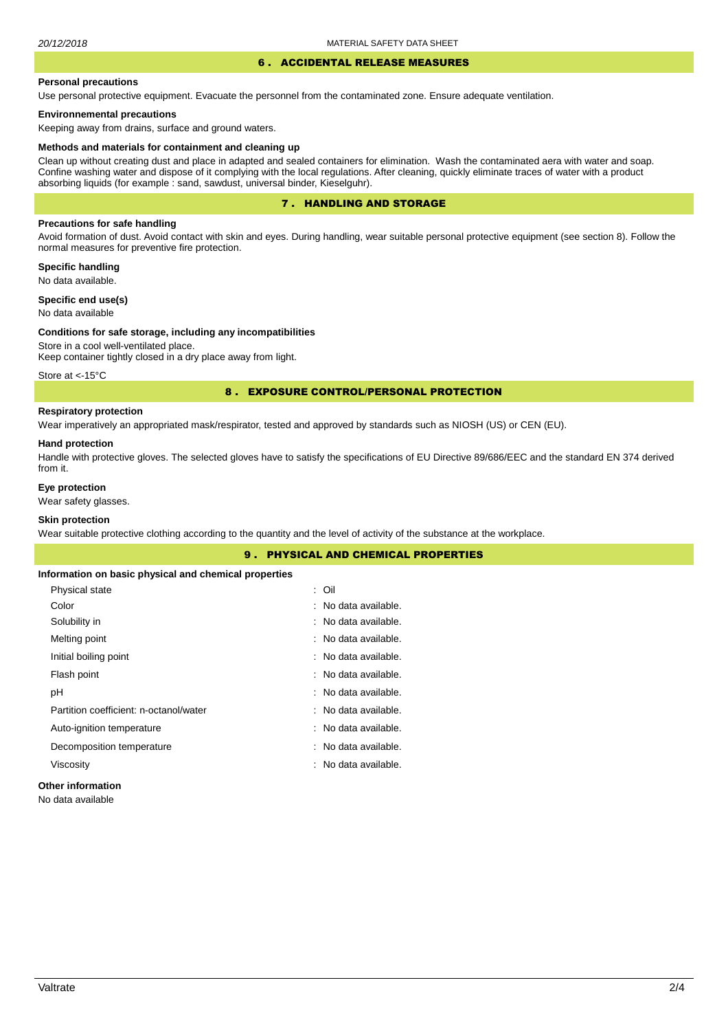## 6 . ACCIDENTAL RELEASE MEASURES

**Personal precautions**

Use personal protective equipment. Evacuate the personnel from the contaminated zone. Ensure adequate ventilation.

**Environnemental precautions**

Keeping away from drains, surface and ground waters.

**Methods and materials for containment and cleaning up**

Clean up without creating dust and place in adapted and sealed containers for elimination. Wash the contaminated aera with water and soap. Confine washing water and dispose of it complying with the local regulations. After cleaning, quickly eliminate traces of water with a product absorbing liquids (for example : sand, sawdust, universal binder, Kieselguhr).

## 7 . HANDLING AND STORAGE

**Precautions for safe handling**

Avoid formation of dust. Avoid contact with skin and eyes. During handling, wear suitable personal protective equipment (see section 8). Follow the normal measures for preventive fire protection.

**Specific handling**

No data available.

**Specific end use(s)**

No data available

**Conditions for safe storage, including any incompatibilities**

Store in a cool well-ventilated place.
Keep container tightly closed in a dry place away from light.

Store at <-15°C

## 8 . EXPOSURE CONTROL/PERSONAL PROTECTION

**Respiratory protection**

Wear imperatively an appropriated mask/respirator, tested and approved by standards such as NIOSH (US) or CEN (EU).

**Hand protection**

Handle with protective gloves. The selected gloves have to satisfy the specifications of EU Directive 89/686/EEC and the standard EN 374 derived from it.

**Eye protection**

Wear safety glasses.

**Skin protection**

Wear suitable protective clothing according to the quantity and the level of activity of the substance at the workplace.

## 9 . PHYSICAL AND CHEMICAL PROPERTIES

**Information on basic physical and chemical properties**

| | |
|---|---|
| Physical state | : Oil |
| Color | : No data available. |
| Solubility in | : No data available. |
| Melting point | : No data available. |
| Initial boiling point | : No data available. |
| Flash point | : No data available. |
| pH | : No data available. |
| Partition coefficient: n-octanol/water | : No data available. |
| Auto-ignition temperature | : No data available. |
| Decomposition temperature | : No data available. |
| Viscosity | : No data available. |

**Other information**

No data available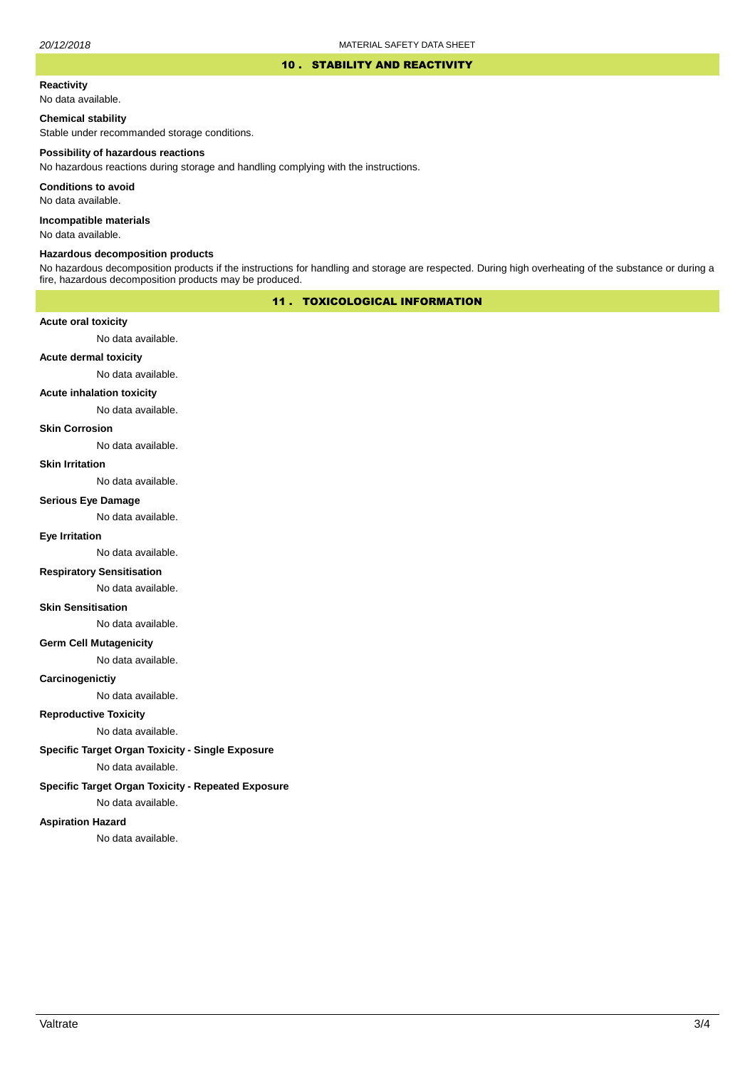## 10 . STABILITY AND REACTIVITY

**Reactivity**

No data available.

**Chemical stability**

Stable under recommanded storage conditions.

**Possibility of hazardous reactions**

No hazardous reactions during storage and handling complying with the instructions.

**Conditions to avoid**

No data available.

**Incompatible materials**

No data available.

**Hazardous decomposition products**

No hazardous decomposition products if the instructions for handling and storage are respected. During high overheating of the substance or during a fire, hazardous decomposition products may be produced.

## 11 . TOXICOLOGICAL INFORMATION

**Acute oral toxicity**

No data available.

**Acute dermal toxicity**

No data available.

**Acute inhalation toxicity**

No data available.

**Skin Corrosion**

No data available.

**Skin Irritation**

No data available.

**Serious Eye Damage**

No data available.

**Eye Irritation**

No data available.

**Respiratory Sensitisation**

No data available.

**Skin Sensitisation**

No data available.

**Germ Cell Mutagenicity**

No data available.

**Carcinogenictiy**

No data available.

**Reproductive Toxicity**

No data available.

**Specific Target Organ Toxicity - Single Exposure**

No data available.

**Specific Target Organ Toxicity - Repeated Exposure**

No data available.

**Aspiration Hazard**

No data available.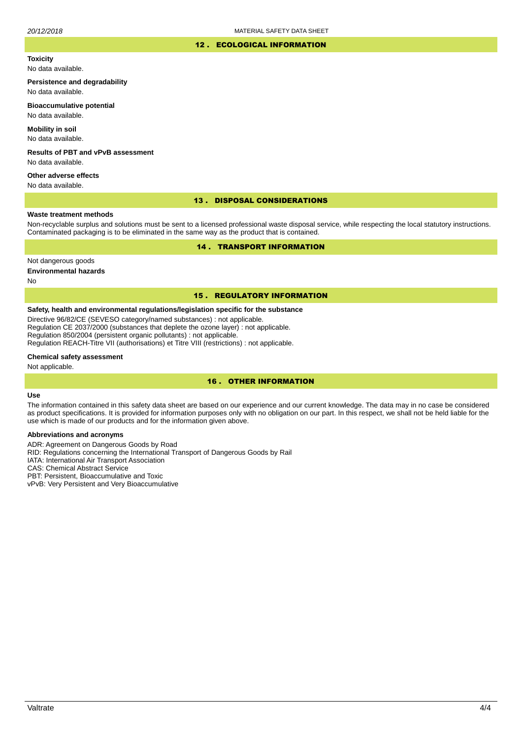## 12 . ECOLOGICAL INFORMATION

**Toxicity**

No data available.

**Persistence and degradability**

No data available.

**Bioaccumulative potential**

No data available.

**Mobility in soil**

No data available.

**Results of PBT and vPvB assessment**

No data available.

**Other adverse effects**

No data available.

## 13 . DISPOSAL CONSIDERATIONS

**Waste treatment methods**

Non-recyclable surplus and solutions must be sent to a licensed professional waste disposal service, while respecting the local statutory instructions. Contaminated packaging is to be eliminated in the same way as the product that is contained.

## 14 . TRANSPORT INFORMATION

Not dangerous goods

**Environmental hazards**

No

## 15 . REGULATORY INFORMATION

**Safety, health and environmental regulations/legislation specific for the substance**

Directive 96/82/CE (SEVESO category/named substances) : not applicable.
Regulation CE 2037/2000 (substances that deplete the ozone layer) : not applicable.
Regulation 850/2004 (persistent organic pollutants) : not applicable.
Regulation REACH-Titre VII (authorisations) et Titre VIII (restrictions) : not applicable.

**Chemical safety assessment**

Not applicable.

## 16 . OTHER INFORMATION

**Use**

The information contained in this safety data sheet are based on our experience and our current knowledge. The data may in no case be considered as product specifications. It is provided for information purposes only with no obligation on our part. In this respect, we shall not be held liable for the use which is made of our products and for the information given above.

**Abbreviations and acronyms**

ADR: Agreement on Dangerous Goods by Road
RID: Regulations concerning the International Transport of Dangerous Goods by Rail
IATA: International Air Transport Association
CAS: Chemical Abstract Service
PBT: Persistent, Bioaccumulative and Toxic
vPvB: Very Persistent and Very Bioaccumulative